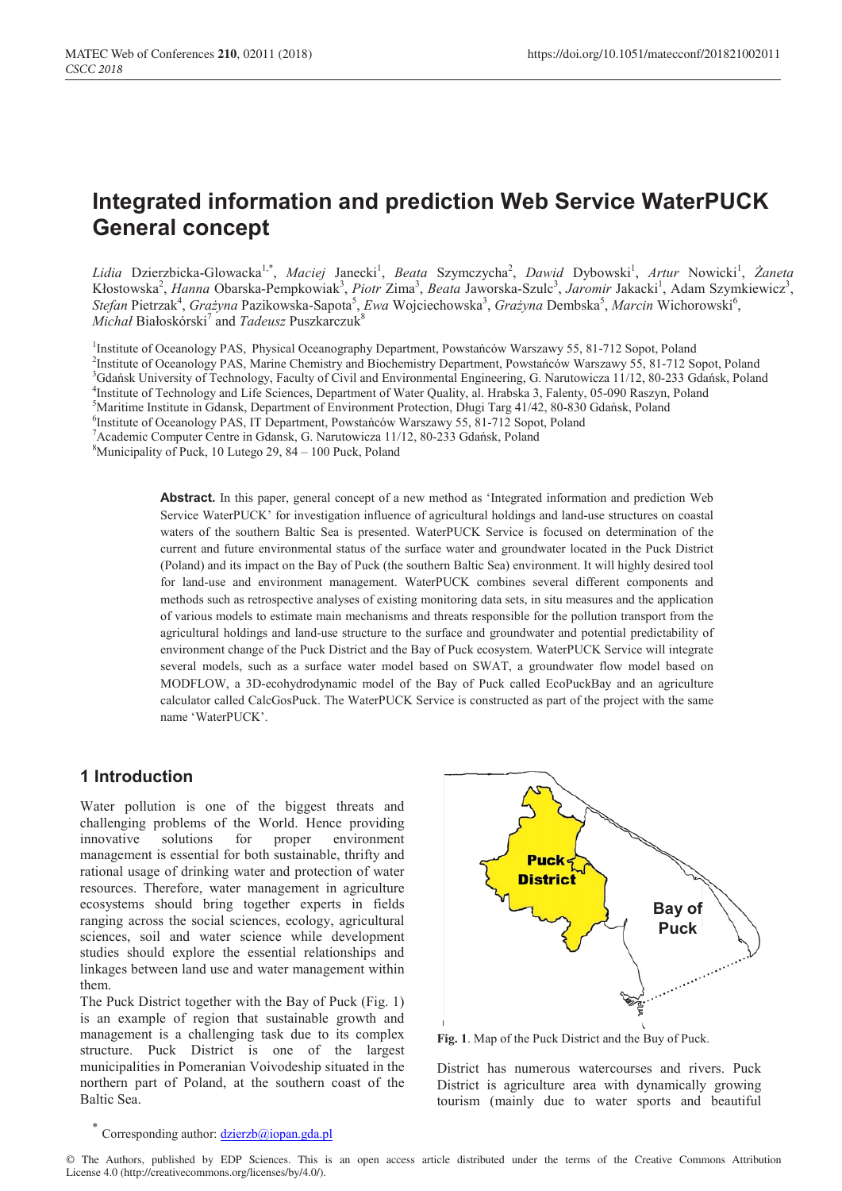# Integrated information and prediction Web Service WaterPUCK General concept

*Lidia* Dzierzbicka-Glowacka[1,*], *Maciej* Janecki[1], *Beata* Szymczycha[2], *Dawid* Dybowski[1], *Artur* Nowicki[1], *Żaneta* Kłostowska[2], *Hanna* Obarska-Pempkowiak[3], *Piotr* Zima[3], *Beata* Jaworska-Szulc[3], *Jaromir* Jakacki[1], Adam Szymkiewicz[3], *Stefan* Pietrzak[4], *Grażyna* Pazikowska-Sapota[5], *Ewa* Wojciechowska[3], *Grażyna* Dembska[5], *Marcin* Wichorowski[6], *Michał* Białoskórski[7] and *Tadeusz* Puszkarczuk[8]

[1]Institute of Oceanology PAS, Physical Oceanography Department, Powstańców Warszawy 55, 81-712 Sopot, Poland
[2]Institute of Oceanology PAS, Marine Chemistry and Biochemistry Department, Powstańców Warszawy 55, 81-712 Sopot, Poland
[3]Gdańsk University of Technology, Faculty of Civil and Environmental Engineering, G. Narutowicza 11/12, 80-233 Gdańsk, Poland
[4]Institute of Technology and Life Sciences, Department of Water Quality, al. Hrabska 3, Falenty, 05-090 Raszyn, Poland
[5]Maritime Institute in Gdansk, Department of Environment Protection, Długi Targ 41/42, 80-830 Gdańsk, Poland
[6]Institute of Oceanology PAS, IT Department, Powstańców Warszawy 55, 81-712 Sopot, Poland
[7]Academic Computer Centre in Gdansk, G. Narutowicza 11/12, 80-233 Gdańsk, Poland
[8]Municipality of Puck, 10 Lutego 29, 84 – 100 Puck, Poland

**Abstract.** In this paper, general concept of a new method as 'Integrated information and prediction Web Service WaterPUCK' for investigation influence of agricultural holdings and land-use structures on coastal waters of the southern Baltic Sea is presented. WaterPUCK Service is focused on determination of the current and future environmental status of the surface water and groundwater located in the Puck District (Poland) and its impact on the Bay of Puck (the southern Baltic Sea) environment. It will highly desired tool for land-use and environment management. WaterPUCK combines several different components and methods such as retrospective analyses of existing monitoring data sets, in situ measures and the application of various models to estimate main mechanisms and threats responsible for the pollution transport from the agricultural holdings and land-use structure to the surface and groundwater and potential predictability of environment change of the Puck District and the Bay of Puck ecosystem. WaterPUCK Service will integrate several models, such as a surface water model based on SWAT, a groundwater flow model based on MODFLOW, a 3D-ecohydrodynamic model of the Bay of Puck called EcoPuckBay and an agriculture calculator called CalcGosPuck. The WaterPUCK Service is constructed as part of the project with the same name 'WaterPUCK'.

## 1 Introduction

Water pollution is one of the biggest threats and challenging problems of the World. Hence providing innovative solutions for proper environment management is essential for both sustainable, thrifty and rational usage of drinking water and protection of water resources. Therefore, water management in agriculture ecosystems should bring together experts in fields ranging across the social sciences, ecology, agricultural sciences, soil and water science while development studies should explore the essential relationships and linkages between land use and water management within them.

The Puck District together with the Bay of Puck (Fig. 1) is an example of region that sustainable growth and management is a challenging task due to its complex structure. Puck District is one of the largest municipalities in Pomeranian Voivodeship situated in the northern part of Poland, at the southern coast of the Baltic Sea.

**Fig. 1**. Map of the Puck District and the Buy of Puck.

District has numerous watercourses and rivers. Puck District is agriculture area with dynamically growing tourism (mainly due to water sports and beautiful

* Corresponding author: dzierzb@iopan.gda.pl

© The Authors, published by EDP Sciences. This is an open access article distributed under the terms of the Creative Commons Attribution License 4.0 (http://creativecommons.org/licenses/by/4.0/).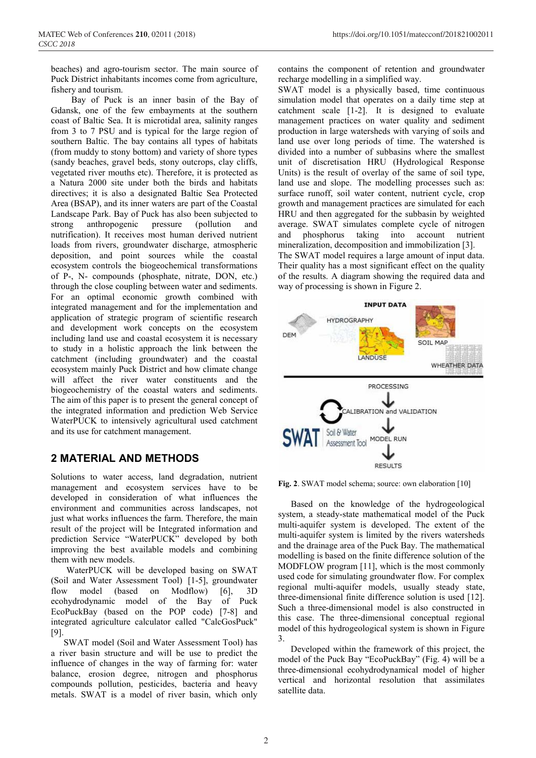beaches) and agro-tourism sector. The main source of Puck District inhabitants incomes come from agriculture, fishery and tourism.

Bay of Puck is an inner basin of the Bay of Gdansk, one of the few embayments at the southern coast of Baltic Sea. It is microtidal area, salinity ranges from 3 to 7 PSU and is typical for the large region of southern Baltic. The bay contains all types of habitats (from muddy to stony bottom) and variety of shore types (sandy beaches, gravel beds, stony outcrops, clay cliffs, vegetated river mouths etc). Therefore, it is protected as a Natura 2000 site under both the birds and habitats directives; it is also a designated Baltic Sea Protected Area (BSAP), and its inner waters are part of the Coastal Landscape Park. Bay of Puck has also been subjected to strong anthropogenic pressure (pollution and nutrification). It receives most human derived nutrient loads from rivers, groundwater discharge, atmospheric deposition, and point sources while the coastal ecosystem controls the biogeochemical transformations of P-, N- compounds (phosphate, nitrate, DON, etc.) through the close coupling between water and sediments. For an optimal economic growth combined with integrated management and for the implementation and application of strategic program of scientific research and development work concepts on the ecosystem including land use and coastal ecosystem it is necessary to study in a holistic approach the link between the catchment (including groundwater) and the coastal ecosystem mainly Puck District and how climate change will affect the river water constituents and the biogeochemistry of the coastal waters and sediments. The aim of this paper is to present the general concept of the integrated information and prediction Web Service WaterPUCK to intensively agricultural used catchment and its use for catchment management.

## 2 MATERIAL AND METHODS

Solutions to water access, land degradation, nutrient management and ecosystem services have to be developed in consideration of what influences the environment and communities across landscapes, not just what works influences the farm. Therefore, the main result of the project will be Integrated information and prediction Service "WaterPUCK" developed by both improving the best available models and combining them with new models.

WaterPUCK will be developed basing on SWAT (Soil and Water Assessment Tool) [1-5], groundwater flow model (based on Modflow) [6], 3D ecohydrodynamic model of the Bay of Puck EcoPuckBay (based on the POP code) [7-8] and integrated agriculture calculator called "CalcGosPuck" [9].

SWAT model (Soil and Water Assessment Tool) has a river basin structure and will be use to predict the influence of changes in the way of farming for: water balance, erosion degree, nitrogen and phosphorus compounds pollution, pesticides, bacteria and heavy metals. SWAT is a model of river basin, which only contains the component of retention and groundwater recharge modelling in a simplified way.

SWAT model is a physically based, time continuous simulation model that operates on a daily time step at catchment scale [1-2]. It is designed to evaluate management practices on water quality and sediment production in large watersheds with varying of soils and land use over long periods of time. The watershed is divided into a number of subbasins where the smallest unit of discretisation HRU (Hydrological Response Units) is the result of overlay of the same of soil type, land use and slope. The modelling processes such as: surface runoff, soil water content, nutrient cycle, crop growth and management practices are simulated for each HRU and then aggregated for the subbasin by weighted average. SWAT simulates complete cycle of nitrogen and phosphorus taking into account nutrient mineralization, decomposition and immobilization [3].

The SWAT model requires a large amount of input data. Their quality has a most significant effect on the quality of the results. A diagram showing the required data and way of processing is shown in Figure 2.

**Fig. 2**. SWAT model schema; source: own elaboration [10]

Based on the knowledge of the hydrogeological system, a steady-state mathematical model of the Puck multi-aquifer system is developed. The extent of the multi-aquifer system is limited by the rivers watersheds and the drainage area of the Puck Bay. The mathematical modelling is based on the finite difference solution of the MODFLOW program [11], which is the most commonly used code for simulating groundwater flow. For complex regional multi-aquifer models, usually steady state, three-dimensional finite difference solution is used [12]. Such a three-dimensional model is also constructed in this case. The three-dimensional conceptual regional model of this hydrogeological system is shown in Figure 3.

Developed within the framework of this project, the model of the Puck Bay "EcoPuckBay" (Fig. 4) will be a three-dimensional ecohydrodynamical model of higher vertical and horizontal resolution that assimilates satellite data.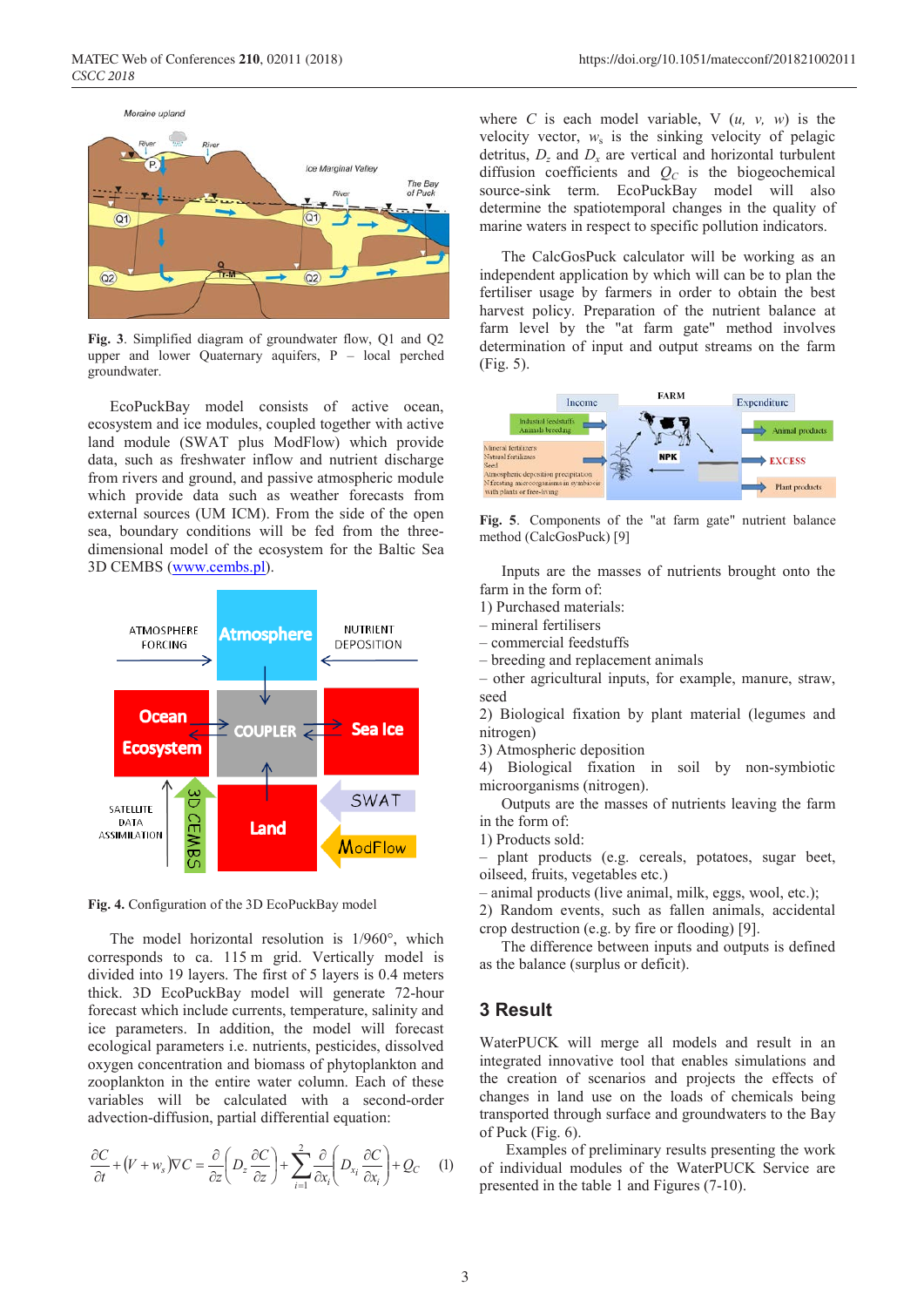Fig. 3. Simplified diagram of groundwater flow, Q1 and Q2 upper and lower Quaternary aquifers, P – local perched groundwater.

EcoPuckBay model consists of active ocean, ecosystem and ice modules, coupled together with active land module (SWAT plus ModFlow) which provide data, such as freshwater inflow and nutrient discharge from rivers and ground, and passive atmospheric module which provide data such as weather forecasts from external sources (UM ICM). From the side of the open sea, boundary conditions will be fed from the three-dimensional model of the ecosystem for the Baltic Sea 3D CEMBS (www.cembs.pl).

Fig. 4. Configuration of the 3D EcoPuckBay model

The model horizontal resolution is 1/960°, which corresponds to ca. 115 m grid. Vertically model is divided into 19 layers. The first of 5 layers is 0.4 meters thick. 3D EcoPuckBay model will generate 72-hour forecast which include currents, temperature, salinity and ice parameters. In addition, the model will forecast ecological parameters i.e. nutrients, pesticides, dissolved oxygen concentration and biomass of phytoplankton and zooplankton in the entire water column. Each of these variables will be calculated with a second-order advection-diffusion, partial differential equation:

$$\frac{\partial C}{\partial t} + (V + w_s)\nabla C = \frac{\partial}{\partial z}\left(D_z \frac{\partial C}{\partial z}\right) + \sum_{i=1}^{2} \frac{\partial}{\partial x_i}\left(D_{x_i} \frac{\partial C}{\partial x_i}\right) + Q_C \quad (1)$$

where $C$ is each model variable, V ($u$, $v$, $w$) is the velocity vector, $w_s$ is the sinking velocity of pelagic detritus, $D_z$ and $D_x$ are vertical and horizontal turbulent diffusion coefficients and $Q_C$ is the biogeochemical source-sink term. EcoPuckBay model will also determine the spatiotemporal changes in the quality of marine waters in respect to specific pollution indicators.

The CalcGosPuck calculator will be working as an independent application by which will can be to plan the fertiliser usage by farmers in order to obtain the best harvest policy. Preparation of the nutrient balance at farm level by the "at farm gate" method involves determination of input and output streams on the farm (Fig. 5).

Fig. 5. Components of the "at farm gate" nutrient balance method (CalcGosPuck) [9]

Inputs are the masses of nutrients brought onto the farm in the form of:

1) Purchased materials:
– mineral fertilisers
– commercial feedstuffs
– breeding and replacement animals
– other agricultural inputs, for example, manure, straw, seed
2) Biological fixation by plant material (legumes and nitrogen)
3) Atmospheric deposition
4) Biological fixation in soil by non-symbiotic microorganisms (nitrogen).

Outputs are the masses of nutrients leaving the farm in the form of:

1) Products sold:
– plant products (e.g. cereals, potatoes, sugar beet, oilseed, fruits, vegetables etc.)
– animal products (live animal, milk, eggs, wool, etc.);
2) Random events, such as fallen animals, accidental crop destruction (e.g. by fire or flooding) [9].

The difference between inputs and outputs is defined as the balance (surplus or deficit).

## 3 Result

WaterPUCK will merge all models and result in an integrated innovative tool that enables simulations and the creation of scenarios and projects the effects of changes in land use on the loads of chemicals being transported through surface and groundwaters to the Bay of Puck (Fig. 6).

Examples of preliminary results presenting the work of individual modules of the WaterPUCK Service are presented in the table 1 and Figures (7-10).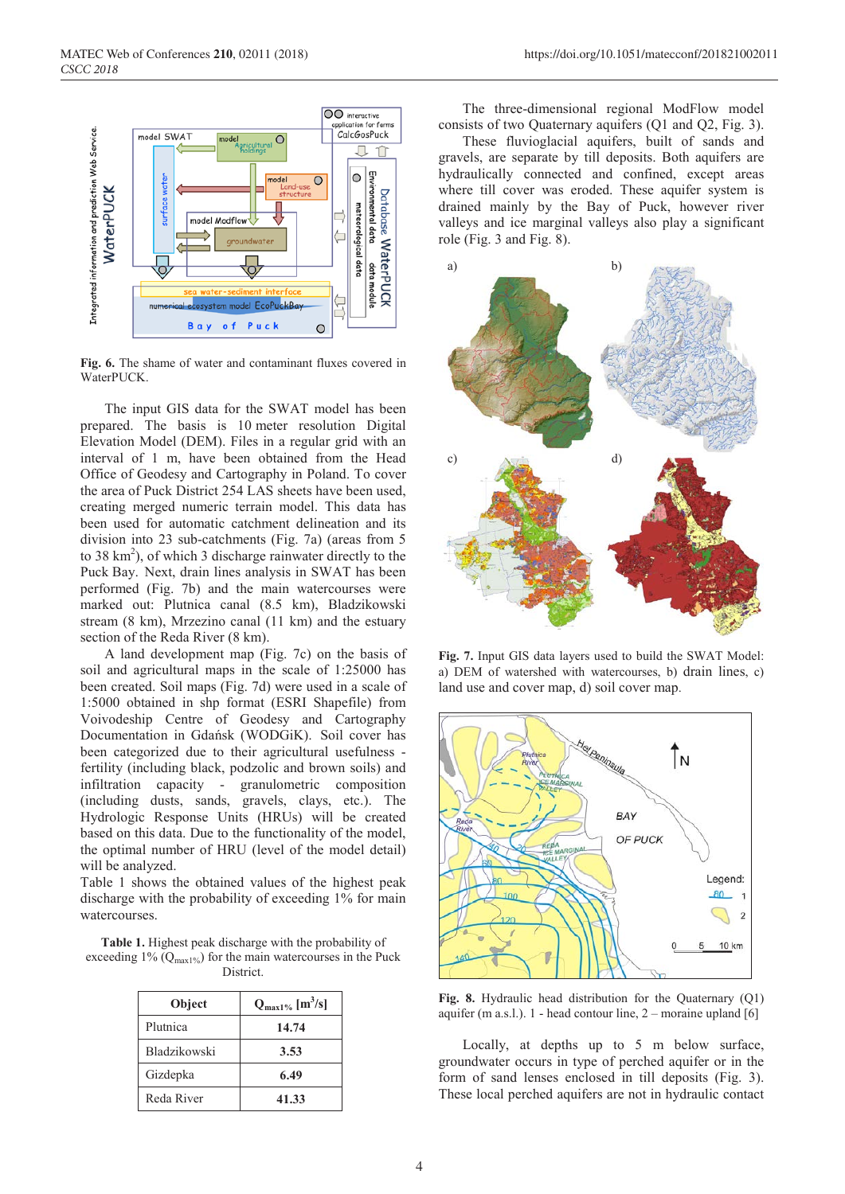Fig. 6. The shame of water and contaminant fluxes covered in WaterPUCK.

The input GIS data for the SWAT model has been prepared. The basis is 10 meter resolution Digital Elevation Model (DEM). Files in a regular grid with an interval of 1 m, have been obtained from the Head Office of Geodesy and Cartography in Poland. To cover the area of Puck District 254 LAS sheets have been used, creating merged numeric terrain model. This data has been used for automatic catchment delineation and its division into 23 sub-catchments (Fig. 7a) (areas from 5 to 38 km$^2$), of which 3 discharge rainwater directly to the Puck Bay. Next, drain lines analysis in SWAT has been performed (Fig. 7b) and the main watercourses were marked out: Plutnica canal (8.5 km), Bladzikowski stream (8 km), Mrzezino canal (11 km) and the estuary section of the Reda River (8 km).

A land development map (Fig. 7c) on the basis of soil and agricultural maps in the scale of 1:25000 has been created. Soil maps (Fig. 7d) were used in a scale of 1:5000 obtained in shp format (ESRI Shapefile) from Voivodeship Centre of Geodesy and Cartography Documentation in Gdańsk (WODGiK). Soil cover has been categorized due to their agricultural usefulness - fertility (including black, podzolic and brown soils) and infiltration capacity - granulometric composition (including dusts, sands, gravels, clays, etc.). The Hydrologic Response Units (HRUs) will be created based on this data. Due to the functionality of the model, the optimal number of HRU (level of the model detail) will be analyzed.

Table 1 shows the obtained values of the highest peak discharge with the probability of exceeding 1% for main watercourses.

**Table 1.** Highest peak discharge with the probability of exceeding 1% ($Q_{max1\%}$) for the main watercourses in the Puck District.

| Object | $Q_{max1\%}$ [m$^3$/s] |
|---|---|
| Plutnica | **14.74** |
| Bladzikowski | **3.53** |
| Gizdepka | **6.49** |
| Reda River | **41.33** |

The three-dimensional regional ModFlow model consists of two Quaternary aquifers (Q1 and Q2, Fig. 3).

These fluvioglacial aquifers, built of sands and gravels, are separate by till deposits. Both aquifers are hydraulically connected and confined, except areas where till cover was eroded. These aquifer system is drained mainly by the Bay of Puck, however river valleys and ice marginal valleys also play a significant role (Fig. 3 and Fig. 8).

**Fig. 7.** Input GIS data layers used to build the SWAT Model: a) DEM of watershed with watercourses, b) drain lines, c) land use and cover map, d) soil cover map.

**Fig. 8.** Hydraulic head distribution for the Quaternary (Q1) aquifer (m a.s.l.). 1 - head contour line, 2 – moraine upland [6]

Locally, at depths up to 5 m below surface, groundwater occurs in type of perched aquifer or in the form of sand lenses enclosed in till deposits (Fig. 3). These local perched aquifers are not in hydraulic contact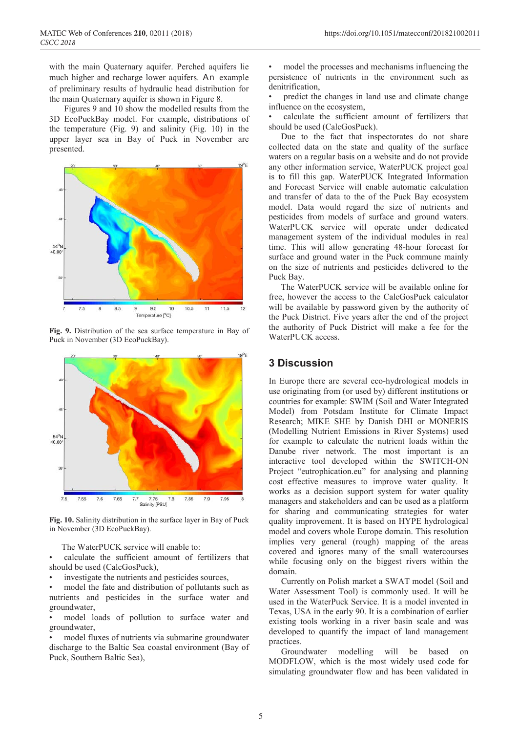with the main Quaternary aquifer. Perched aquifers lie much higher and recharge lower aquifers. An example of preliminary results of hydraulic head distribution for the main Quaternary aquifer is shown in Figure 8.

Figures 9 and 10 show the modelled results from the 3D EcoPuckBay model. For example, distributions of the temperature (Fig. 9) and salinity (Fig. 10) in the upper layer sea in Bay of Puck in November are presented.

**Fig. 9.** Distribution of the sea surface temperature in Bay of Puck in November (3D EcoPuckBay).

**Fig. 10.** Salinity distribution in the surface layer in Bay of Puck in November (3D EcoPuckBay).

The WaterPUCK service will enable to:

- calculate the sufficient amount of fertilizers that should be used (CalcGosPuck),
- investigate the nutrients and pesticides sources,
- model the fate and distribution of pollutants such as nutrients and pesticides in the surface water and groundwater,
- model loads of pollution to surface water and groundwater,
- model fluxes of nutrients via submarine groundwater discharge to the Baltic Sea coastal environment (Bay of Puck, Southern Baltic Sea),
- model the processes and mechanisms influencing the persistence of nutrients in the environment such as denitrification,
- predict the changes in land use and climate change influence on the ecosystem,
- calculate the sufficient amount of fertilizers that should be used (CalcGosPuck).

Due to the fact that inspectorates do not share collected data on the state and quality of the surface waters on a regular basis on a website and do not provide any other information service, WaterPUCK project goal is to fill this gap. WaterPUCK Integrated Information and Forecast Service will enable automatic calculation and transfer of data to the of the Puck Bay ecosystem model. Data would regard the size of nutrients and pesticides from models of surface and ground waters. WaterPUCK service will operate under dedicated management system of the individual modules in real time. This will allow generating 48-hour forecast for surface and ground water in the Puck commune mainly on the size of nutrients and pesticides delivered to the Puck Bay.

The WaterPUCK service will be available online for free, however the access to the CalcGosPuck calculator will be available by password given by the authority of the Puck District. Five years after the end of the project the authority of Puck District will make a fee for the WaterPUCK access.

## 3 Discussion

In Europe there are several eco-hydrological models in use originating from (or used by) different institutions or countries for example: SWIM (Soil and Water Integrated Model) from Potsdam Institute for Climate Impact Research; MIKE SHE by Danish DHI or MONERIS (Modelling Nutrient Emissions in River Systems) used for example to calculate the nutrient loads within the Danube river network. The most important is an interactive tool developed within the SWITCH-ON Project "eutrophication.eu" for analysing and planning cost effective measures to improve water quality. It works as a decision support system for water quality managers and stakeholders and can be used as a platform for sharing and communicating strategies for water quality improvement. It is based on HYPE hydrological model and covers whole Europe domain. This resolution implies very general (rough) mapping of the areas covered and ignores many of the small watercourses while focusing only on the biggest rivers within the domain.

Currently on Polish market a SWAT model (Soil and Water Assessment Tool) is commonly used. It will be used in the WaterPuck Service. It is a model invented in Texas, USA in the early 90. It is a combination of earlier existing tools working in a river basin scale and was developed to quantify the impact of land management practices.

Groundwater modelling will be based on MODFLOW, which is the most widely used code for simulating groundwater flow and has been validated in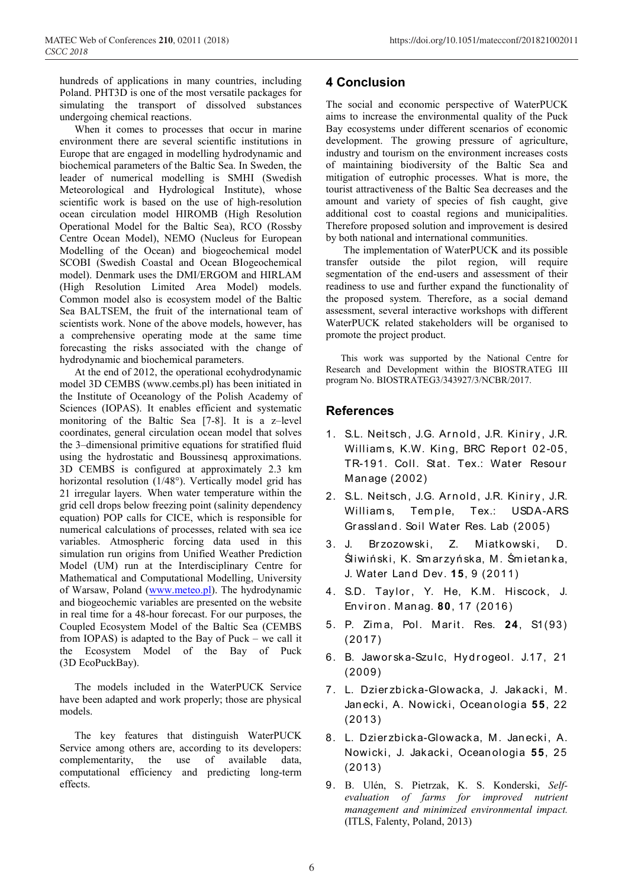hundreds of applications in many countries, including Poland. PHT3D is one of the most versatile packages for simulating the transport of dissolved substances undergoing chemical reactions.

When it comes to processes that occur in marine environment there are several scientific institutions in Europe that are engaged in modelling hydrodynamic and biochemical parameters of the Baltic Sea. In Sweden, the leader of numerical modelling is SMHI (Swedish Meteorological and Hydrological Institute), whose scientific work is based on the use of high-resolution ocean circulation model HIROMB (High Resolution Operational Model for the Baltic Sea), RCO (Rossby Centre Ocean Model), NEMO (Nucleus for European Modelling of the Ocean) and biogeochemical model SCOBI (Swedish Coastal and Ocean BIogeochemical model). Denmark uses the DMI/ERGOM and HIRLAM (High Resolution Limited Area Model) models. Common model also is ecosystem model of the Baltic Sea BALTSEM, the fruit of the international team of scientists work. None of the above models, however, has a comprehensive operating mode at the same time forecasting the risks associated with the change of hydrodynamic and biochemical parameters.

At the end of 2012, the operational ecohydrodynamic model 3D CEMBS (www.cembs.pl) has been initiated in the Institute of Oceanology of the Polish Academy of Sciences (IOPAS). It enables efficient and systematic monitoring of the Baltic Sea [7-8]. It is a z–level coordinates, general circulation ocean model that solves the 3–dimensional primitive equations for stratified fluid using the hydrostatic and Boussinesq approximations. 3D CEMBS is configured at approximately 2.3 km horizontal resolution (1/48°). Vertically model grid has 21 irregular layers. When water temperature within the grid cell drops below freezing point (salinity dependency equation) POP calls for CICE, which is responsible for numerical calculations of processes, related with sea ice variables. Atmospheric forcing data used in this simulation run origins from Unified Weather Prediction Model (UM) run at the Interdisciplinary Centre for Mathematical and Computational Modelling, University of Warsaw, Poland (www.meteo.pl). The hydrodynamic and biogeochemic variables are presented on the website in real time for a 48-hour forecast. For our purposes, the Coupled Ecosystem Model of the Baltic Sea (CEMBS from IOPAS) is adapted to the Bay of Puck – we call it the Ecosystem Model of the Bay of Puck (3D EcoPuckBay).

The models included in the WaterPUCK Service have been adapted and work properly; those are physical models.

The key features that distinguish WaterPUCK Service among others are, according to its developers: complementarity, the use of available data, computational efficiency and predicting long-term effects.

## 4 Conclusion

The social and economic perspective of WaterPUCK aims to increase the environmental quality of the Puck Bay ecosystems under different scenarios of economic development. The growing pressure of agriculture, industry and tourism on the environment increases costs of maintaining biodiversity of the Baltic Sea and mitigation of eutrophic processes. What is more, the tourist attractiveness of the Baltic Sea decreases and the amount and variety of species of fish caught, give additional cost to coastal regions and municipalities. Therefore proposed solution and improvement is desired by both national and international communities.

The implementation of WaterPUCK and its possible transfer outside the pilot region, will require segmentation of the end-users and assessment of their readiness to use and further expand the functionality of the proposed system. Therefore, as a social demand assessment, several interactive workshops with different WaterPUCK related stakeholders will be organised to promote the project product.

This work was supported by the National Centre for Research and Development within the BIOSTRATEG III program No. BIOSTRATEG3/343927/3/NCBR/2017.

## References

1. S.L. Neitsch, J.G. Arnold, J.R. Kiniry, J.R. Williams, K.W. King, BRC Report 02-05, TR-191. Coll. Stat. Tex.: Water Resour Manage (2002)
2. S.L. Neitsch, J.G. Arnold, J.R. Kiniry, J.R. Williams, Temple, Tex.: USDA-ARS Grassland. Soil Water Res. Lab (2005)
3. J. Brzozowski, Z. Miatkowski, D. Śliwiński, K. Smarzyńska, M. Śmietanka, J. Water Land Dev. **15**, 9 (2011)
4. S.D. Taylor, Y. He, K.M. Hiscock, J. Environ. Manag. **80**, 17 (2016)
5. P. Zima, Pol. Marit. Res. **24**, S1(93) (2017)
6. B. Jaworska-Szulc, Hydrogeol. J.17, 21 (2009)
7. L. Dzierzbicka-Glowacka, J. Jakacki, M. Janecki, A. Nowicki, Oceanologia **55**, 22 (2013)
8. L. Dzierzbicka-Glowacka, M. Janecki, A. Nowicki, J. Jakacki, Oceanologia **55**, 25 (2013)
9. B. Ulén, S. Pietrzak, K. S. Konderski, *Self-evaluation of farms for improved nutrient management and minimized environmental impact.* (ITLS, Falenty, Poland, 2013)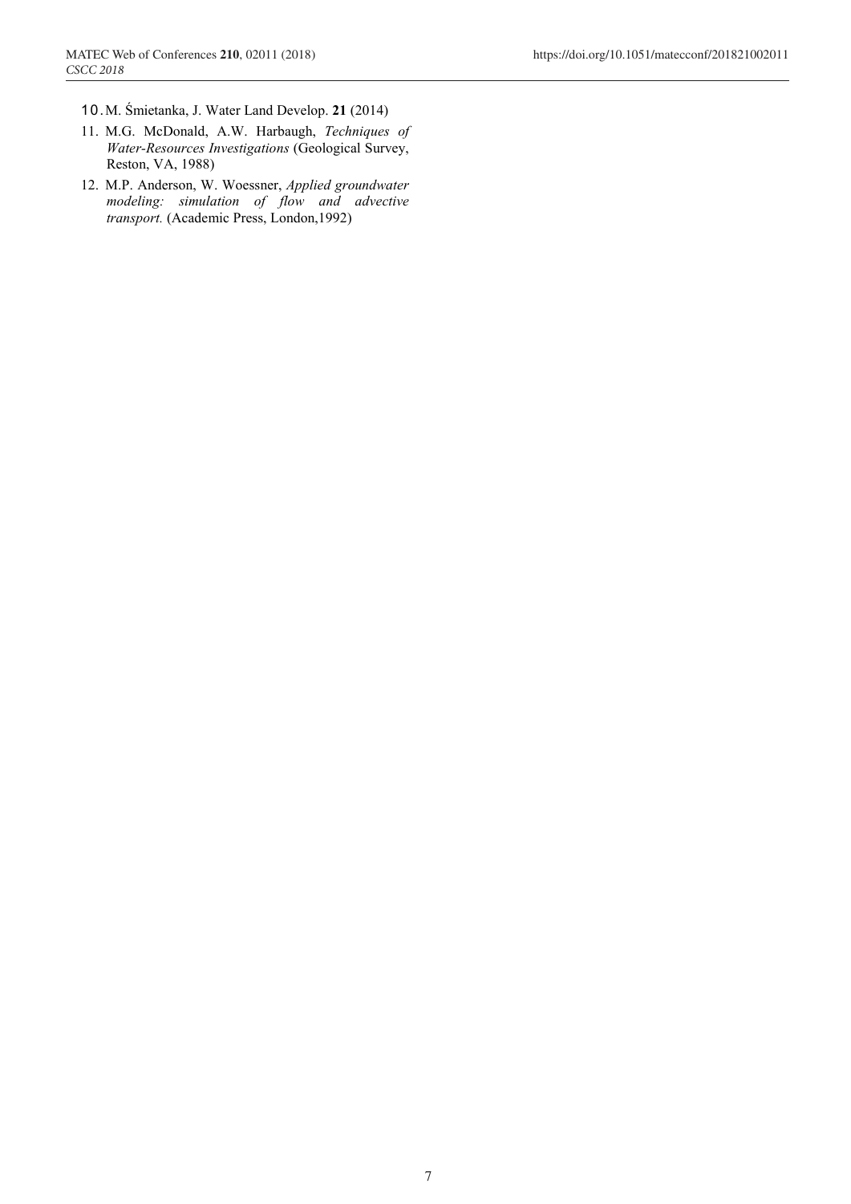10. M. Śmietanka, J. Water Land Develop. **21** (2014)
11. M.G. McDonald, A.W. Harbaugh, *Techniques of Water-Resources Investigations* (Geological Survey, Reston, VA, 1988)
12. M.P. Anderson, W. Woessner, *Applied groundwater modeling: simulation of flow and advective transport.* (Academic Press, London,1992)